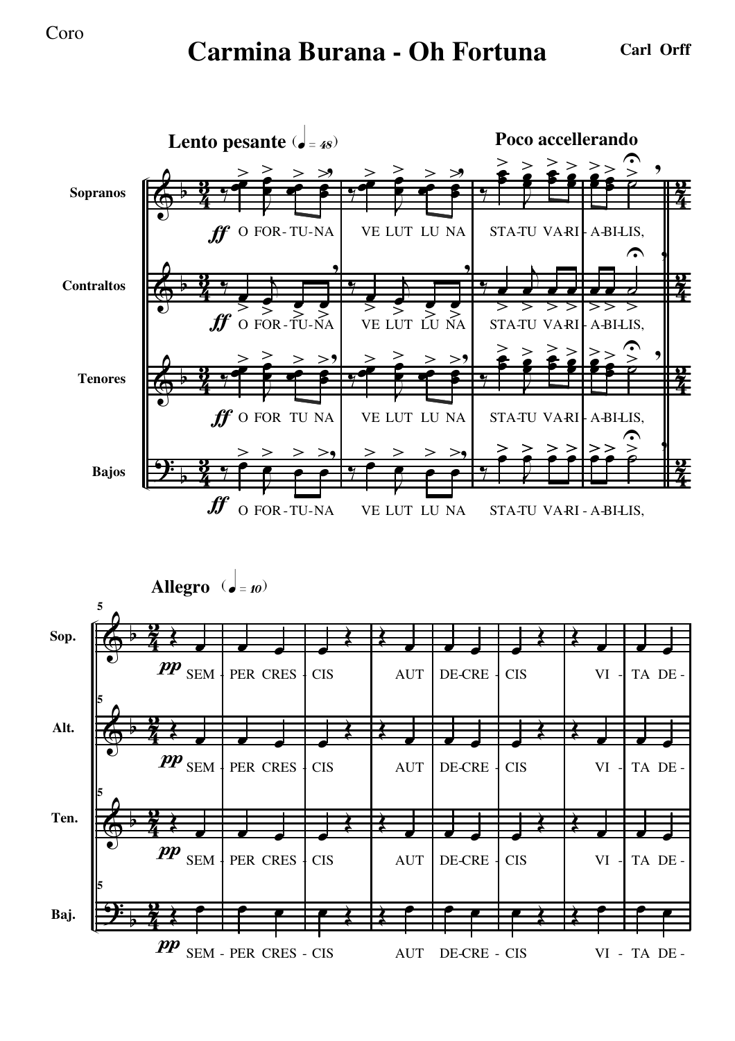Coro

# Carmina Burana - Oh Fortuna

**Carl Orff**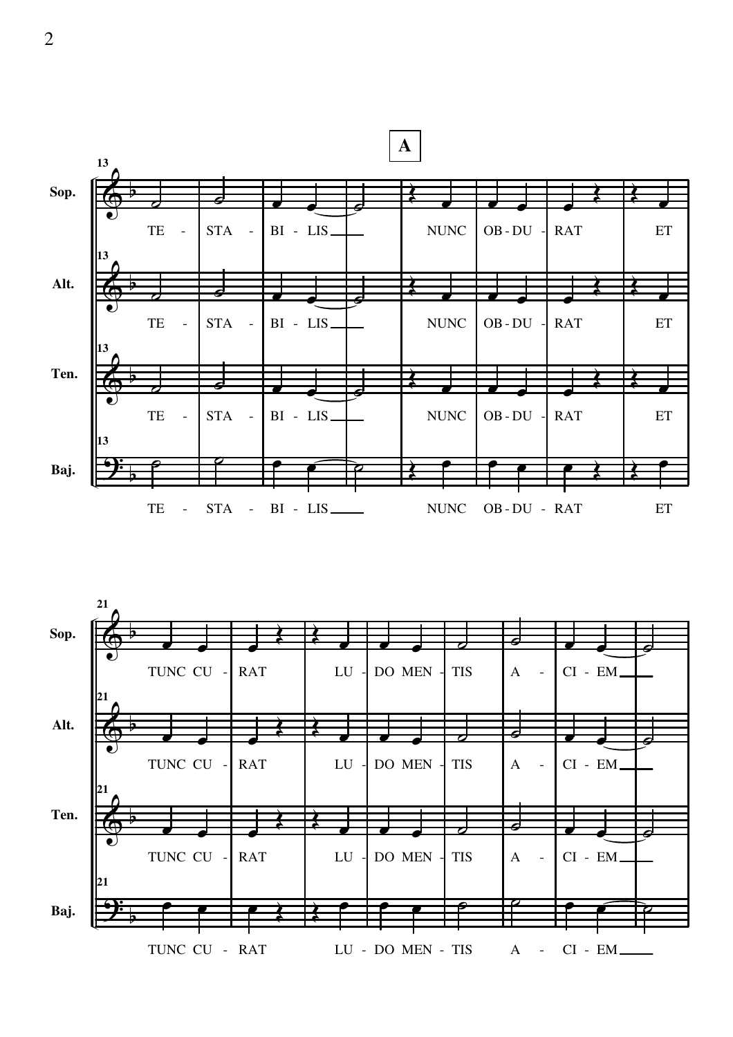**A**

13

Sop. TE - STA - BI - LIS NUNC OB - DU - RAT ET

Alt. TE - STA - BI - LIS NUNC OB - DU - RAT ET

Ten. TE - STA - BI - LIS NUNC OB - DU - RAT ET

Baj. TE - STA - BI - LIS NUNC OB - DU - RAT ET

21

Sop. TUNC CU - RAT LU - DO MEN - TIS A - CI - EM

Alt. TUNC CU - RAT LU - DO MEN - TIS A - CI - EM

Ten. TUNC CU - RAT LU - DO MEN - TIS A - CI - EM

Baj. TUNC CU - RAT LU - DO MEN - TIS A - CI - EM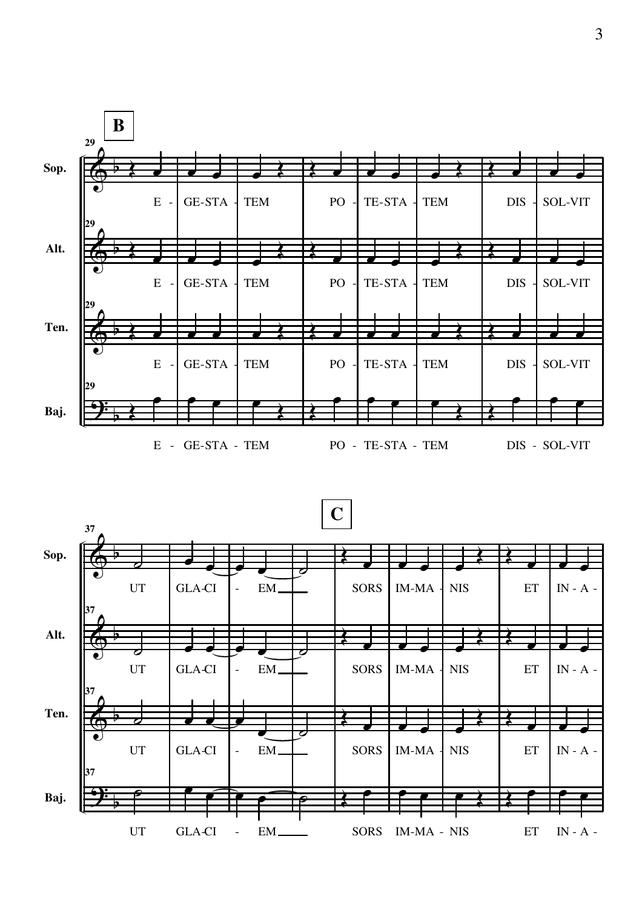**B**

29

Sop. E - GE-STA - TEM PO - TE-STA - TEM DIS - SOL-VIT

Alt. E - GE-STA - TEM PO - TE-STA - TEM DIS - SOL-VIT

Ten. E - GE-STA - TEM PO - TE-STA - TEM DIS - SOL-VIT

Baj. E - GE-STA - TEM PO - TE-STA - TEM DIS - SOL-VIT

**C**

37

Sop. UT GLA-CI - EM___ SORS IM-MA - NIS ET IN - A -

Alt. UT GLA-CI - EM___ SORS IM-MA - NIS ET IN - A -

Ten. UT GLA-CI - EM___ SORS IM-MA - NIS ET IN - A -

Baj. UT GLA-CI - EM___ SORS IM-MA - NIS ET IN - A -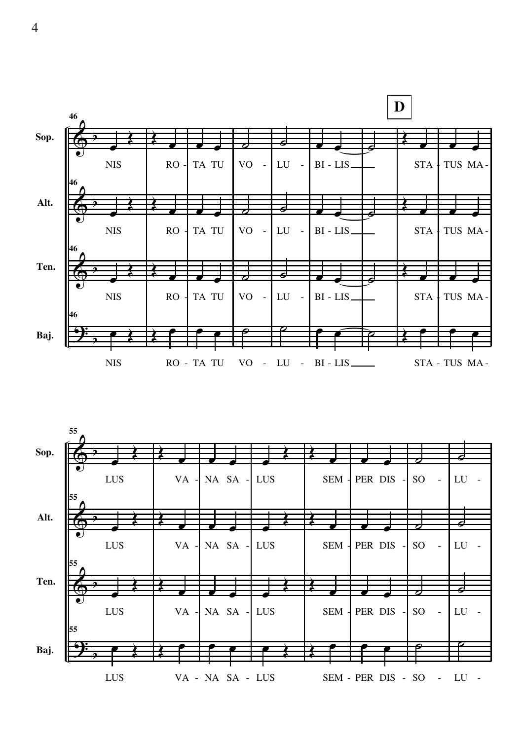**D**

**Sop.** / **Alt.** / **Ten.** / **Baj.** (46)

NIS RO - TA TU VO - LU - BI - LIS STA - TUS MA -

**Sop.** / **Alt.** / **Ten.** / **Baj.** (55)

LUS VA - NA SA - LUS SEM - PER DIS - SO - LU -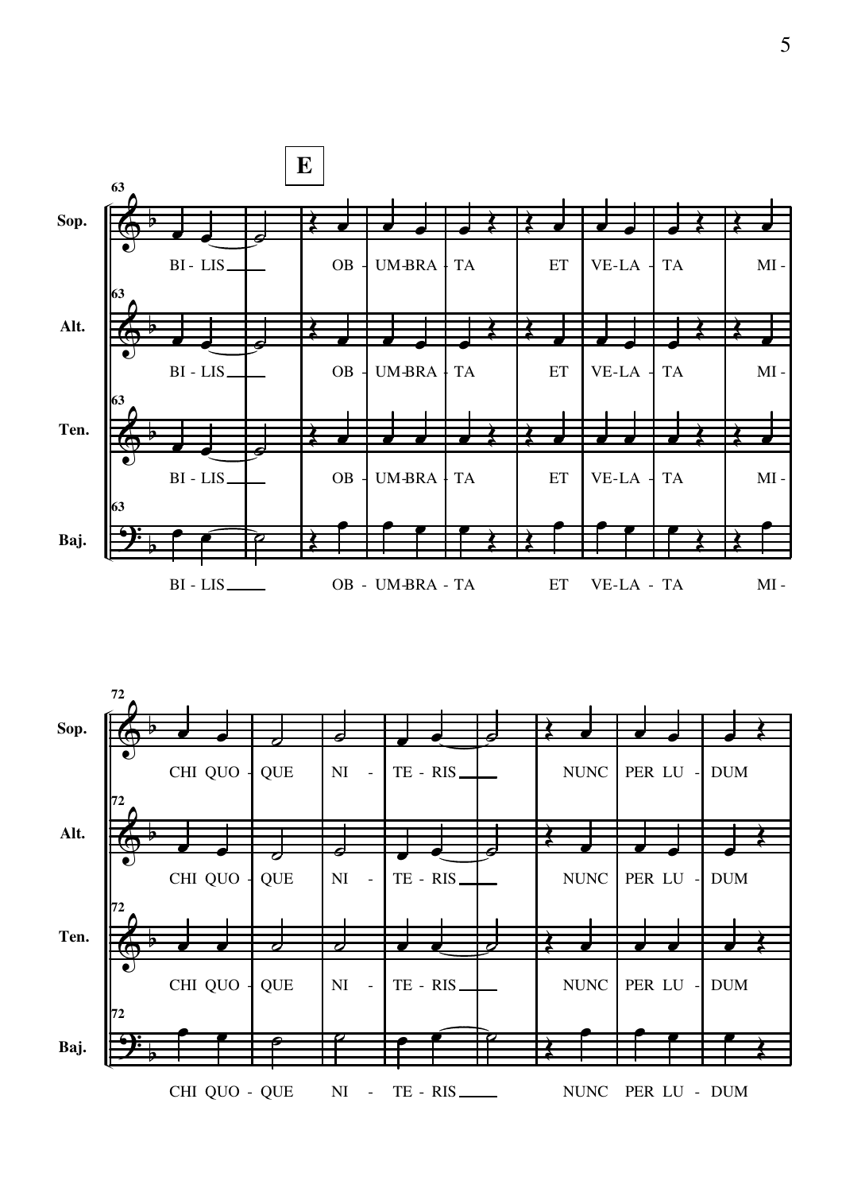**E**

63

Sop. — BI - LIS ___ OB - UM-BRA - TA ET VE-LA - TA MI -

Alt. — BI - LIS ___ OB - UM-BRA - TA ET VE-LA - TA MI -

Ten. — BI - LIS ___ OB - UM-BRA - TA ET VE-LA - TA MI -

Baj. — BI - LIS ___ OB - UM-BRA - TA ET VE-LA - TA MI -

72

Sop. — CHI QUO - QUE NI - TE - RIS ___ NUNC PER LU - DUM

Alt. — CHI QUO - QUE NI - TE - RIS ___ NUNC PER LU - DUM

Ten. — CHI QUO - QUE NI - TE - RIS ___ NUNC PER LU - DUM

Baj. — CHI QUO - QUE NI - TE - RIS ___ NUNC PER LU - DUM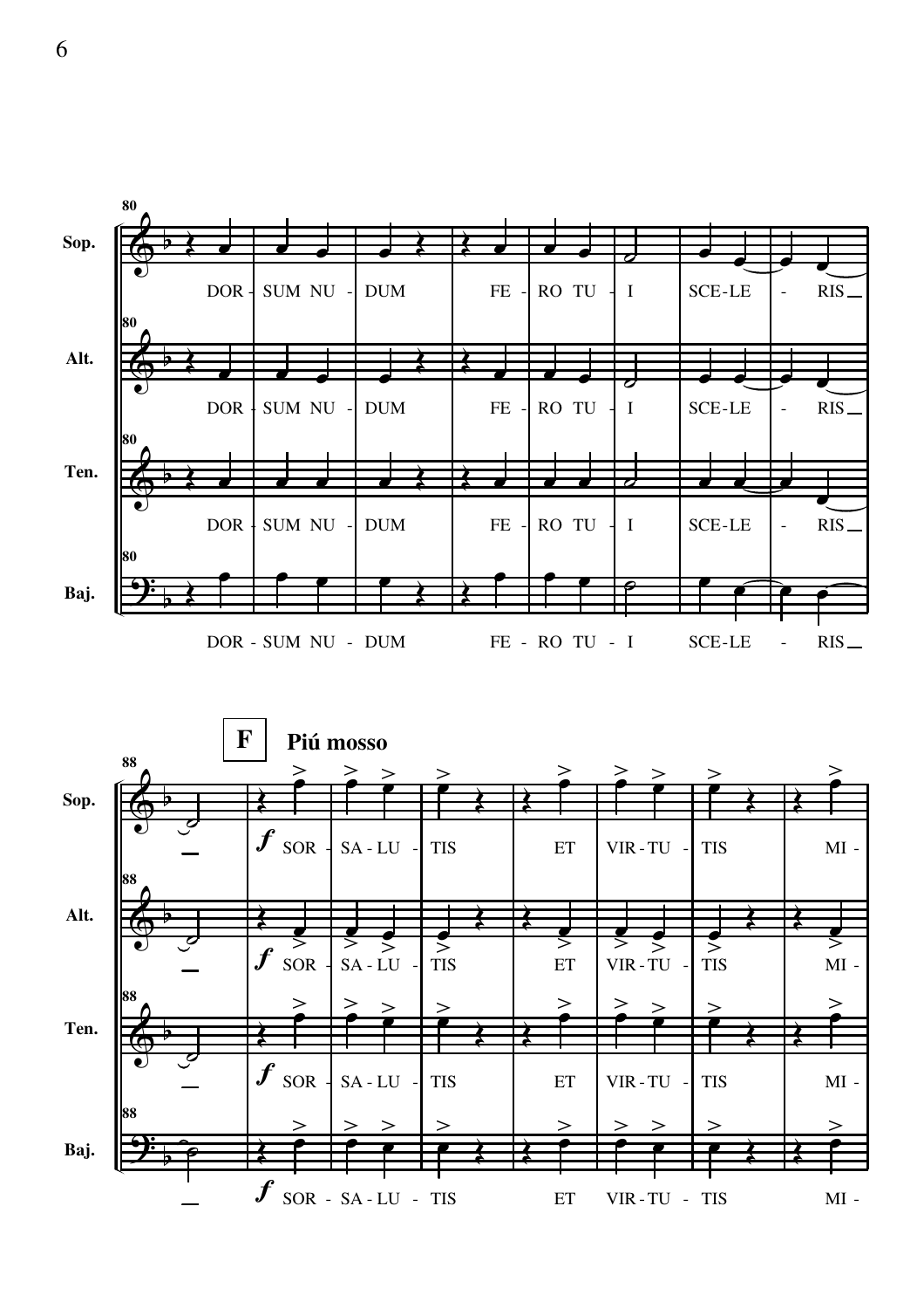**F** **Piú mosso**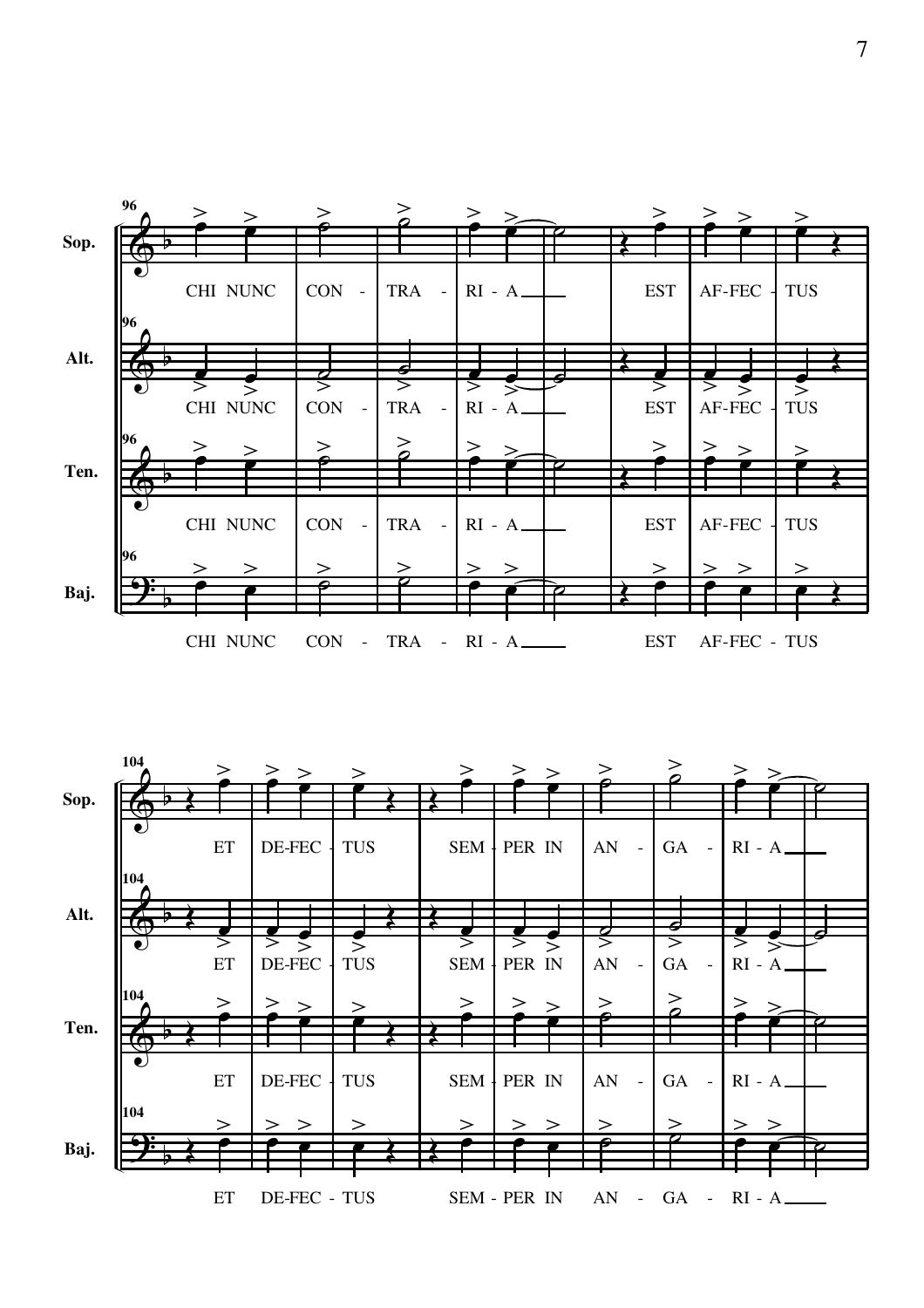**96**

Sop.: CHI NUNC CON - TRA - RI - A ___ EST AF-FEC - TUS

Alt.: CHI NUNC CON - TRA - RI - A ___ EST AF-FEC - TUS

Ten.: CHI NUNC CON - TRA - RI - A ___ EST AF-FEC - TUS

Baj.: CHI NUNC CON - TRA - RI - A ___ EST AF-FEC - TUS

**104**

Sop.: ET DE-FEC - TUS SEM - PER IN AN - GA - RI - A ___

Alt.: ET DE-FEC - TUS SEM - PER IN AN - GA - RI - A ___

Ten.: ET DE-FEC - TUS SEM - PER IN AN - GA - RI - A ___

Baj.: ET DE-FEC - TUS SEM - PER IN AN - GA - RI - A ___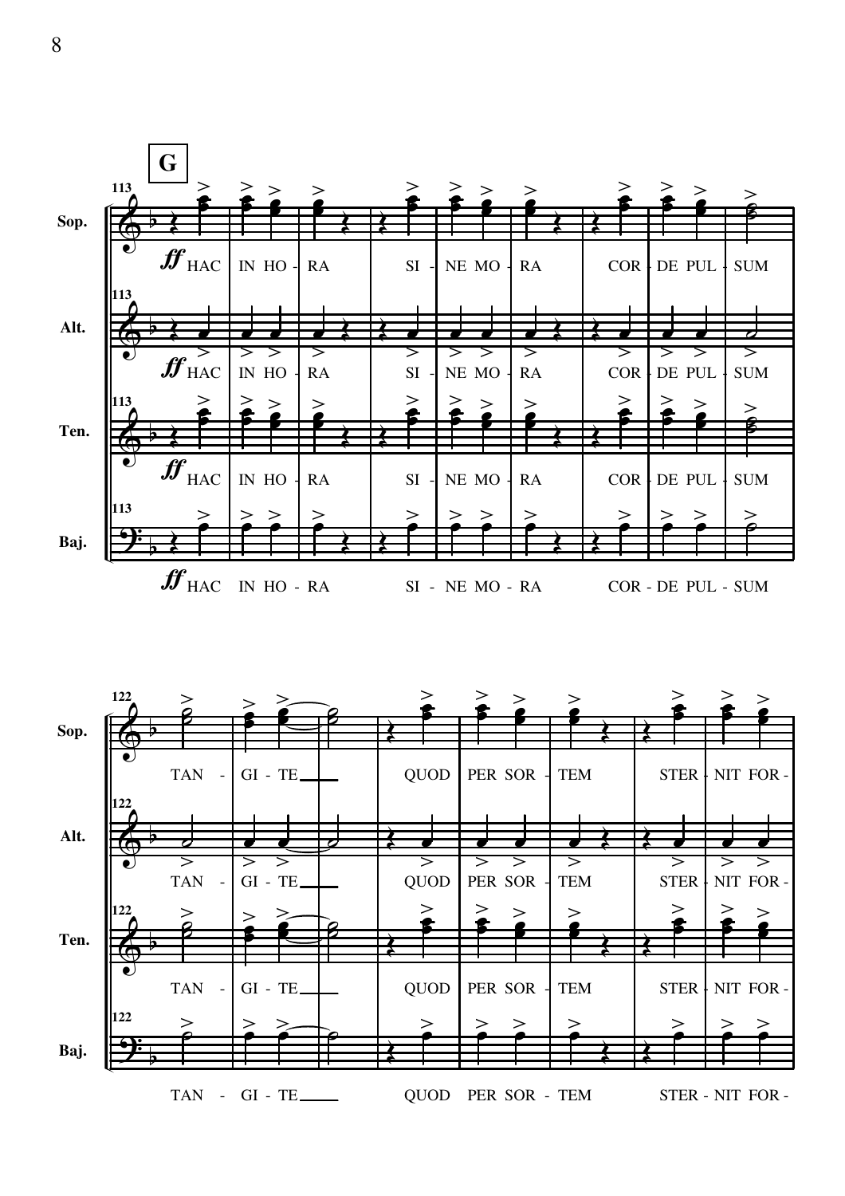**G**

113

**Sop.** *ff* HAC IN HO - RA SI - NE MO - RA COR - DE PUL - SUM

**Alt.** *ff* HAC IN HO - RA SI - NE MO - RA COR - DE PUL - SUM

**Ten.** *ff* HAC IN HO - RA SI - NE MO - RA COR - DE PUL - SUM

**Baj.** *ff* HAC IN HO - RA SI - NE MO - RA COR - DE PUL - SUM

122

**Sop.** TAN - GI - TE___ QUOD PER SOR - TEM STER - NIT FOR -

**Alt.** TAN - GI - TE___ QUOD PER SOR - TEM STER - NIT FOR -

**Ten.** TAN - GI - TE___ QUOD PER SOR - TEM STER - NIT FOR -

**Baj.** TAN - GI - TE___ QUOD PER SOR - TEM STER - NIT FOR -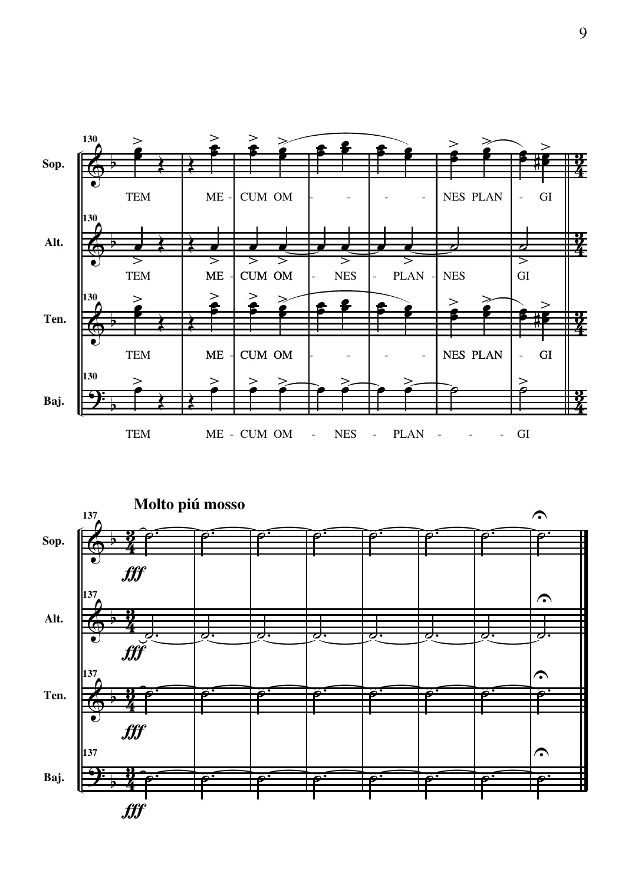**Molto piú mosso**